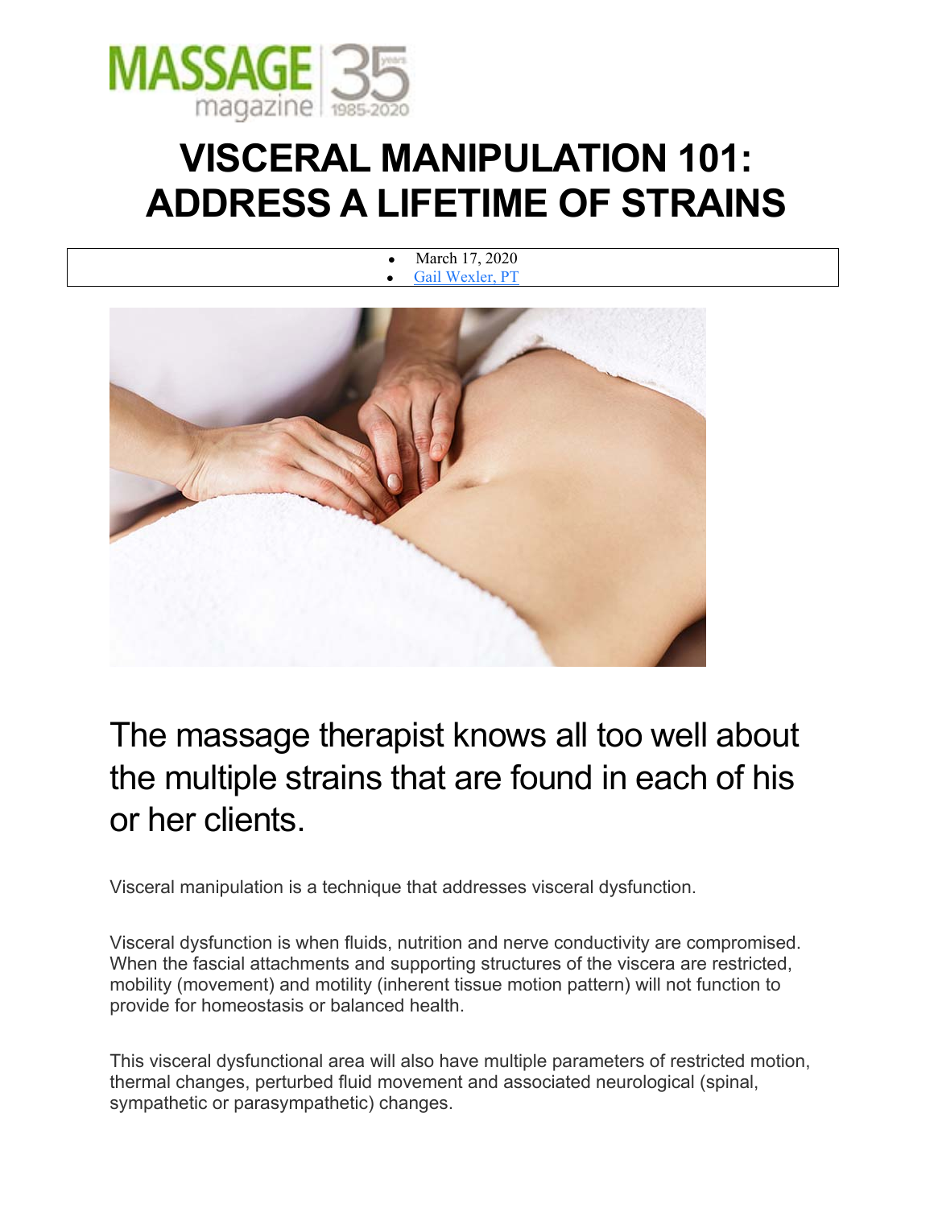# VISCERAL MANIPULATION 101: ADDRESS A LIFETIME OF STRAINS

- March 17, 2020
- Gail Wexler, PT

## The massage therapist knows all too well about the multiple strains that are found in each of his or her clients.

Visceral manipulation is a technique that addresses visceral dysfunction.

Visceral dysfunction is when fluids, nutrition and nerve conductivity are compromised. When the fascial attachments and supporting structures of the viscera are restricted, mobility (movement) and motility (inherent tissue motion pattern) will not function to provide for homeostasis or balanced health.

This visceral dysfunctional area will also have multiple parameters of restricted motion, thermal changes, perturbed fluid movement and associated neurological (spinal, sympathetic or parasympathetic) changes.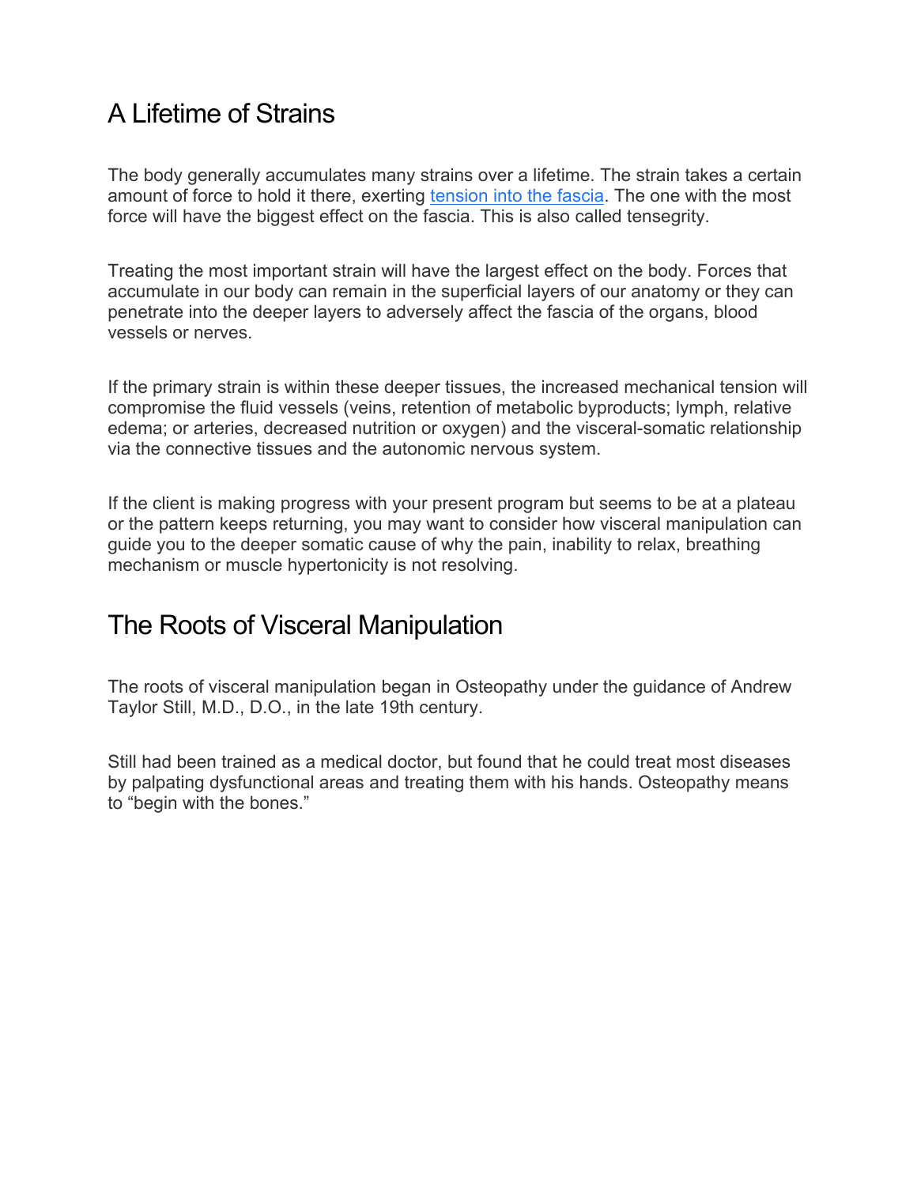## A Lifetime of Strains

The body generally accumulates many strains over a lifetime. The strain takes a certain amount of force to hold it there, exerting [tension into the fascia](). The one with the most force will have the biggest effect on the fascia. This is also called tensegrity.

Treating the most important strain will have the largest effect on the body. Forces that accumulate in our body can remain in the superficial layers of our anatomy or they can penetrate into the deeper layers to adversely affect the fascia of the organs, blood vessels or nerves.

If the primary strain is within these deeper tissues, the increased mechanical tension will compromise the fluid vessels (veins, retention of metabolic byproducts; lymph, relative edema; or arteries, decreased nutrition or oxygen) and the visceral-somatic relationship via the connective tissues and the autonomic nervous system.

If the client is making progress with your present program but seems to be at a plateau or the pattern keeps returning, you may want to consider how visceral manipulation can guide you to the deeper somatic cause of why the pain, inability to relax, breathing mechanism or muscle hypertonicity is not resolving.

## The Roots of Visceral Manipulation

The roots of visceral manipulation began in Osteopathy under the guidance of Andrew Taylor Still, M.D., D.O., in the late 19th century.

Still had been trained as a medical doctor, but found that he could treat most diseases by palpating dysfunctional areas and treating them with his hands. Osteopathy means to “begin with the bones.”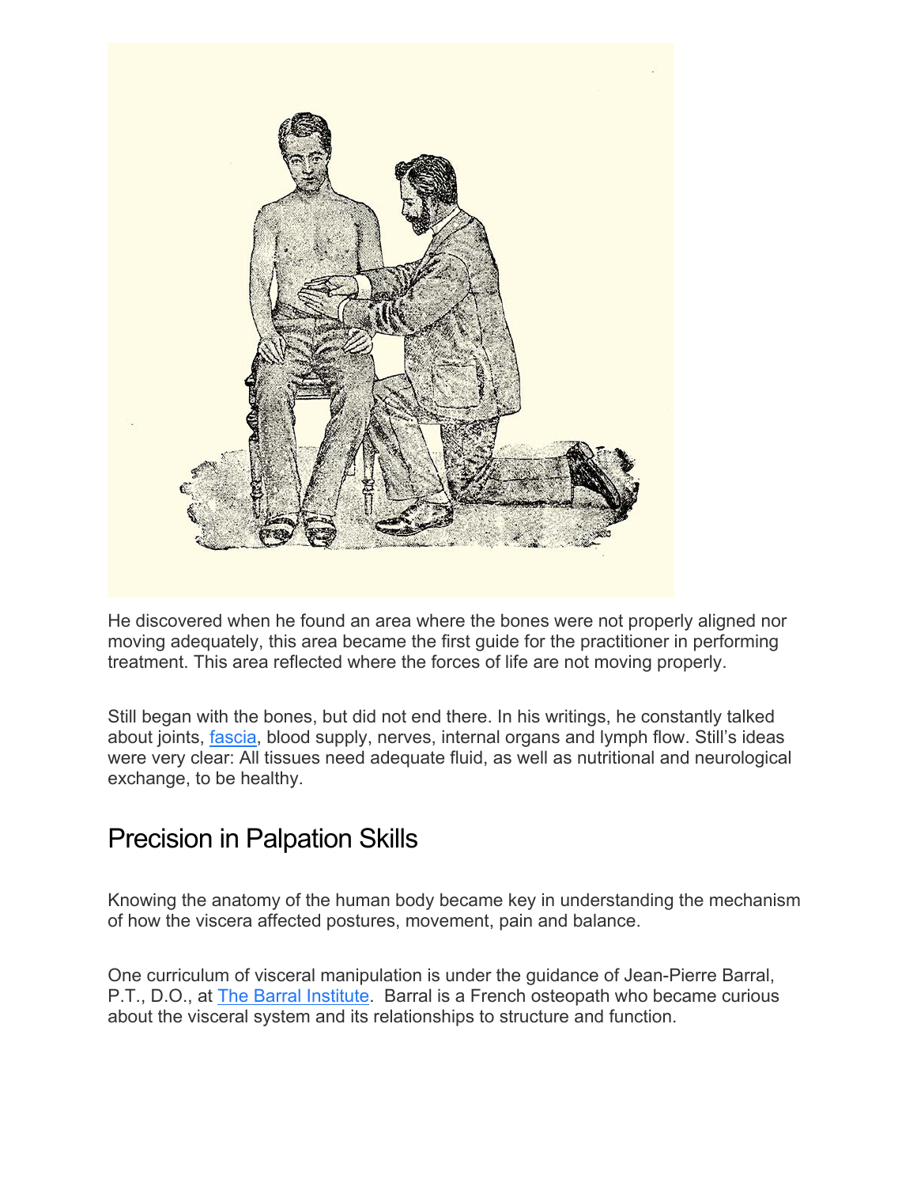He discovered when he found an area where the bones were not properly aligned nor moving adequately, this area became the first guide for the practitioner in performing treatment. This area reflected where the forces of life are not moving properly.

Still began with the bones, but did not end there. In his writings, he constantly talked about joints, fascia, blood supply, nerves, internal organs and lymph flow. Still's ideas were very clear: All tissues need adequate fluid, as well as nutritional and neurological exchange, to be healthy.

## Precision in Palpation Skills

Knowing the anatomy of the human body became key in understanding the mechanism of how the viscera affected postures, movement, pain and balance.

One curriculum of visceral manipulation is under the guidance of Jean-Pierre Barral, P.T., D.O., at The Barral Institute. Barral is a French osteopath who became curious about the visceral system and its relationships to structure and function.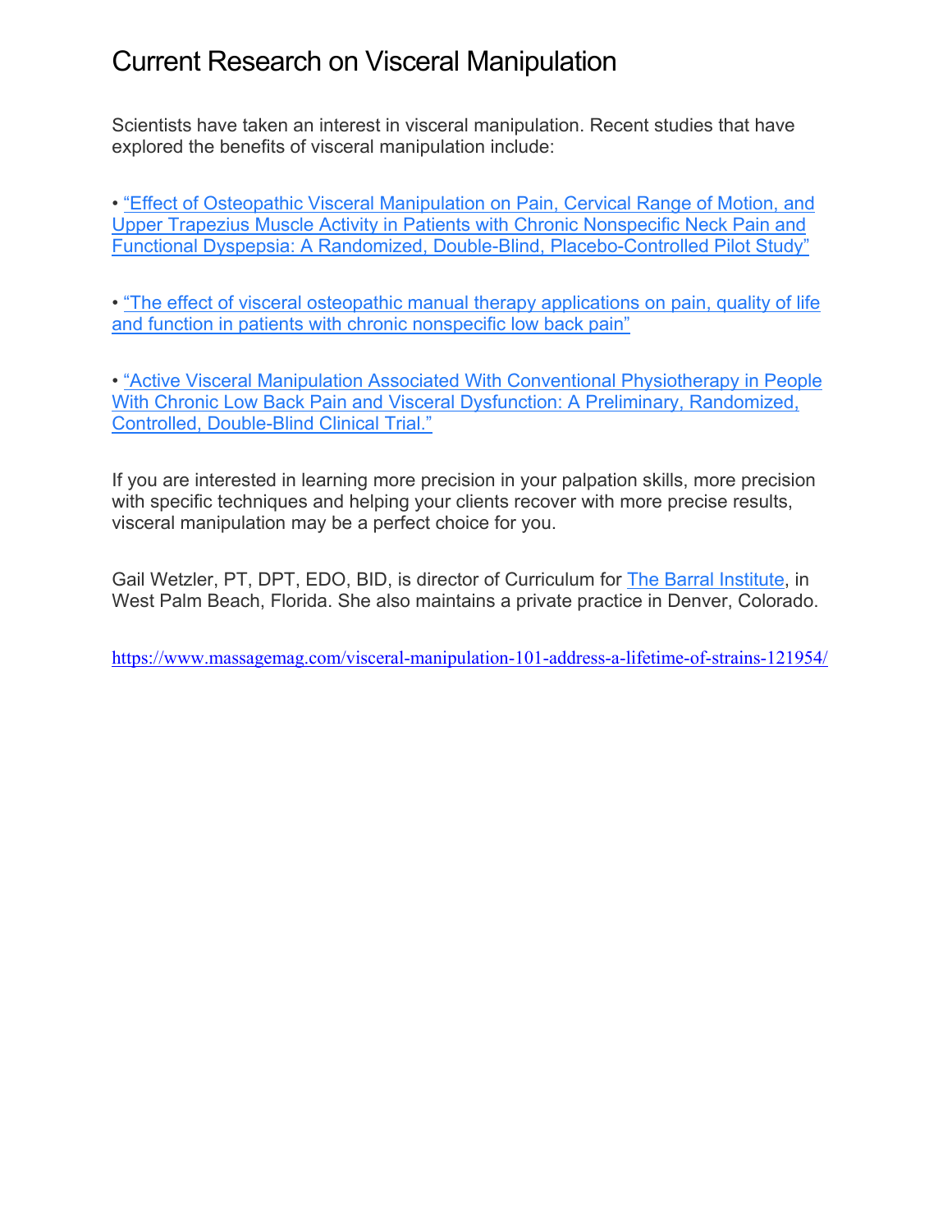# Current Research on Visceral Manipulation

Scientists have taken an interest in visceral manipulation. Recent studies that have explored the benefits of visceral manipulation include:

- "Effect of Osteopathic Visceral Manipulation on Pain, Cervical Range of Motion, and Upper Trapezius Muscle Activity in Patients with Chronic Nonspecific Neck Pain and Functional Dyspepsia: A Randomized, Double-Blind, Placebo-Controlled Pilot Study"

- "The effect of visceral osteopathic manual therapy applications on pain, quality of life and function in patients with chronic nonspecific low back pain"

- "Active Visceral Manipulation Associated With Conventional Physiotherapy in People With Chronic Low Back Pain and Visceral Dysfunction: A Preliminary, Randomized, Controlled, Double-Blind Clinical Trial."

If you are interested in learning more precision in your palpation skills, more precision with specific techniques and helping your clients recover with more precise results, visceral manipulation may be a perfect choice for you.

Gail Wetzler, PT, DPT, EDO, BID, is director of Curriculum for The Barral Institute, in West Palm Beach, Florida. She also maintains a private practice in Denver, Colorado.

https://www.massagemag.com/visceral-manipulation-101-address-a-lifetime-of-strains-121954/